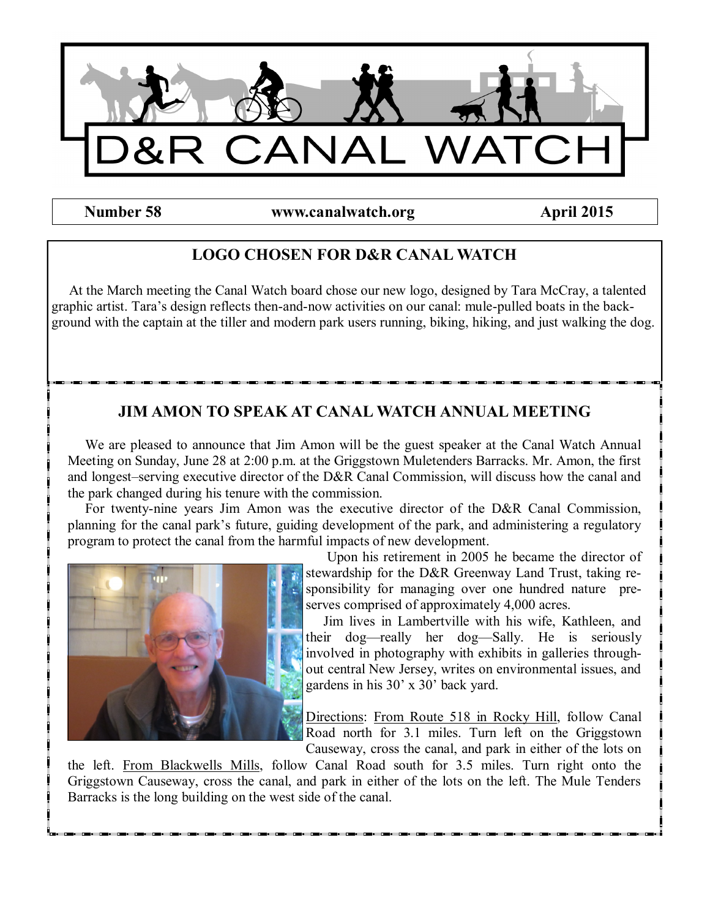# D&R CANAL WATCH

**Number 58** | **www.canalwatch.org** | **April 2015**

## LOGO CHOSEN FOR D&R CANAL WATCH

At the March meeting the Canal Watch board chose our new logo, designed by Tara McCray, a talented graphic artist. Tara's design reflects then-and-now activities on our canal: mule-pulled boats in the background with the captain at the tiller and modern park users running, biking, hiking, and just walking the dog.

## JIM AMON TO SPEAK AT CANAL WATCH ANNUAL MEETING

We are pleased to announce that Jim Amon will be the guest speaker at the Canal Watch Annual Meeting on Sunday, June 28 at 2:00 p.m. at the Griggstown Muletenders Barracks. Mr. Amon, the first and longest–serving executive director of the D&R Canal Commission, will discuss how the canal and the park changed during his tenure with the commission.

For twenty-nine years Jim Amon was the executive director of the D&R Canal Commission, planning for the canal park's future, guiding development of the park, and administering a regulatory program to protect the canal from the harmful impacts of new development.

Upon his retirement in 2005 he became the director of stewardship for the D&R Greenway Land Trust, taking responsibility for managing over one hundred nature preserves comprised of approximately 4,000 acres.

Jim lives in Lambertville with his wife, Kathleen, and their dog—really her dog—Sally. He is seriously involved in photography with exhibits in galleries throughout central New Jersey, writes on environmental issues, and gardens in his 30' x 30' back yard.

Directions: From Route 518 in Rocky Hill, follow Canal Road north for 3.1 miles. Turn left on the Griggstown Causeway, cross the canal, and park in either of the lots on the left. From Blackwells Mills, follow Canal Road south for 3.5 miles. Turn right onto the Griggstown Causeway, cross the canal, and park in either of the lots on the left. The Mule Tenders Barracks is the long building on the west side of the canal.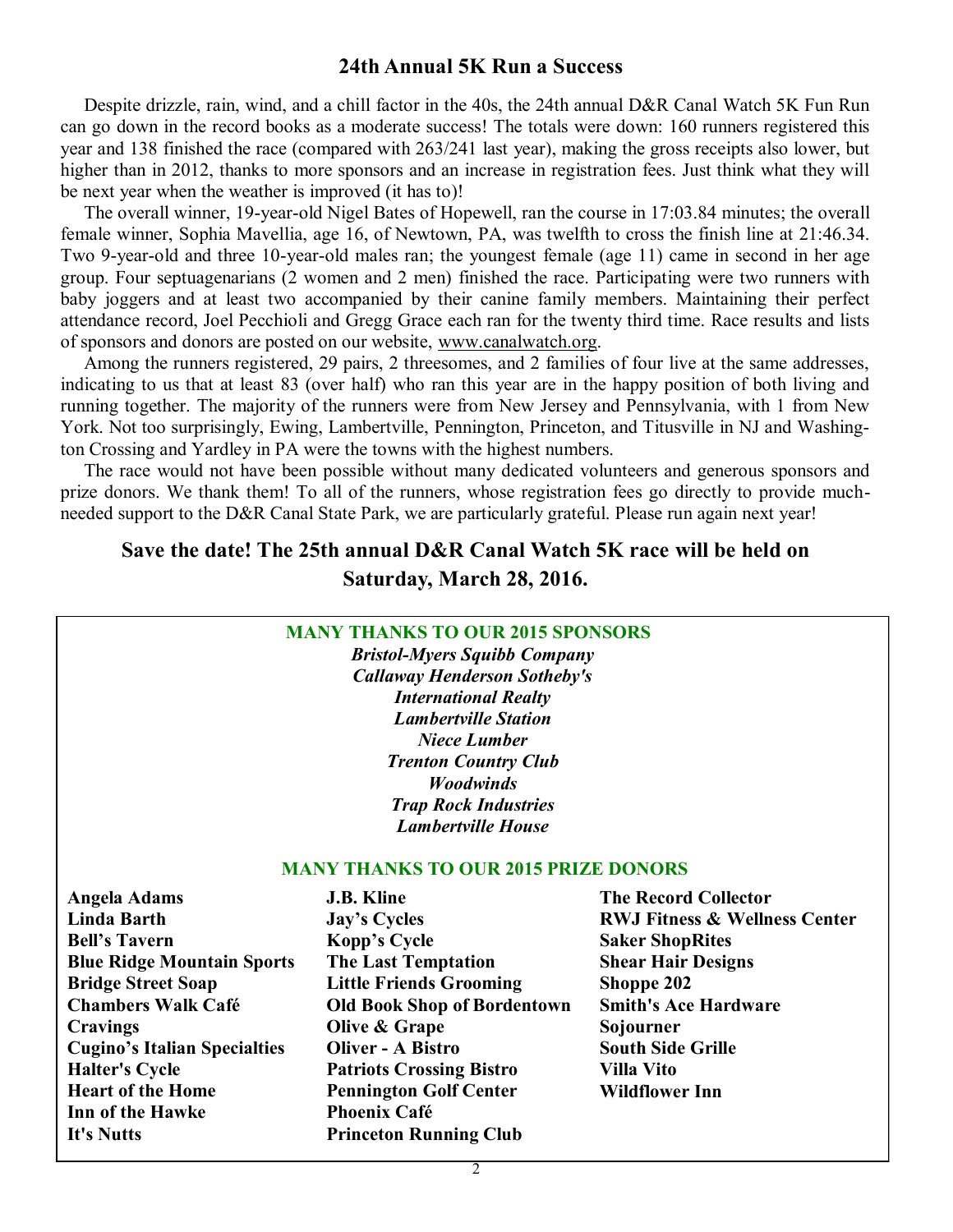## 24th Annual 5K Run a Success

Despite drizzle, rain, wind, and a chill factor in the 40s, the 24th annual D&R Canal Watch 5K Fun Run can go down in the record books as a moderate success! The totals were down: 160 runners registered this year and 138 finished the race (compared with 263/241 last year), making the gross receipts also lower, but higher than in 2012, thanks to more sponsors and an increase in registration fees. Just think what they will be next year when the weather is improved (it has to)!

The overall winner, 19-year-old Nigel Bates of Hopewell, ran the course in 17:03.84 minutes; the overall female winner, Sophia Mavellia, age 16, of Newtown, PA, was twelfth to cross the finish line at 21:46.34. Two 9-year-old and three 10-year-old males ran; the youngest female (age 11) came in second in her age group. Four septuagenarians (2 women and 2 men) finished the race. Participating were two runners with baby joggers and at least two accompanied by their canine family members. Maintaining their perfect attendance record, Joel Pecchioli and Gregg Grace each ran for the twenty third time. Race results and lists of sponsors and donors are posted on our website, www.canalwatch.org.

Among the runners registered, 29 pairs, 2 threesomes, and 2 families of four live at the same addresses, indicating to us that at least 83 (over half) who ran this year are in the happy position of both living and running together. The majority of the runners were from New Jersey and Pennsylvania, with 1 from New York. Not too surprisingly, Ewing, Lambertville, Pennington, Princeton, and Titusville in NJ and Washington Crossing and Yardley in PA were the towns with the highest numbers.

The race would not have been possible without many dedicated volunteers and generous sponsors and prize donors. We thank them! To all of the runners, whose registration fees go directly to provide much-needed support to the D&R Canal State Park, we are particularly grateful. Please run again next year!

**Save the date! The 25th annual D&R Canal Watch 5K race will be held on Saturday, March 28, 2016.**

### MANY THANKS TO OUR 2015 SPONSORS

***Bristol-Myers Squibb Company***
***Callaway Henderson Sotheby's International Realty***
***Lambertville Station***
***Niece Lumber***
***Trenton Country Club***
***Woodwinds***
***Trap Rock Industries***
***Lambertville House***

### MANY THANKS TO OUR 2015 PRIZE DONORS

**Angela Adams**
**Linda Barth**
**Bell's Tavern**
**Blue Ridge Mountain Sports**
**Bridge Street Soap**
**Chambers Walk Café**
**Cravings**
**Cugino's Italian Specialties**
**Halter's Cycle**
**Heart of the Home**
**Inn of the Hawke**
**It's Nutts**
**J.B. Kline**
**Jay's Cycles**
**Kopp's Cycle**
**The Last Temptation**
**Little Friends Grooming**
**Old Book Shop of Bordentown**
**Olive & Grape**
**Oliver - A Bistro**
**Patriots Crossing Bistro**
**Pennington Golf Center**
**Phoenix Café**
**Princeton Running Club**
**The Record Collector**
**RWJ Fitness & Wellness Center**
**Saker ShopRites**
**Shear Hair Designs**
**Shoppe 202**
**Smith's Ace Hardware**
**Sojourner**
**South Side Grille**
**Villa Vito**
**Wildflower Inn**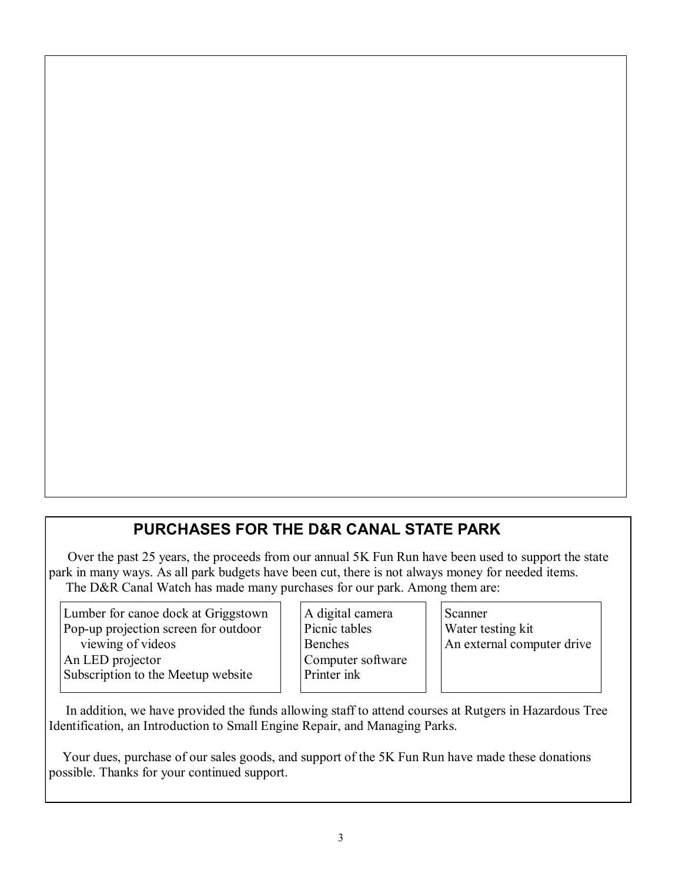## PURCHASES FOR THE D&R CANAL STATE PARK

Over the past 25 years, the proceeds from our annual 5K Fun Run have been used to support the state park in many ways. As all park budgets have been cut, there is not always money for needed items.

The D&R Canal Watch has made many purchases for our park. Among them are:

- Lumber for canoe dock at Griggstown
- Pop-up projection screen for outdoor viewing of videos
- An LED projector
- Subscription to the Meetup website
- A digital camera
- Picnic tables
- Benches
- Computer software
- Printer ink
- Scanner
- Water testing kit
- An external computer drive

In addition, we have provided the funds allowing staff to attend courses at Rutgers in Hazardous Tree Identification, an Introduction to Small Engine Repair, and Managing Parks.

Your dues, purchase of our sales goods, and support of the 5K Fun Run have made these donations possible. Thanks for your continued support.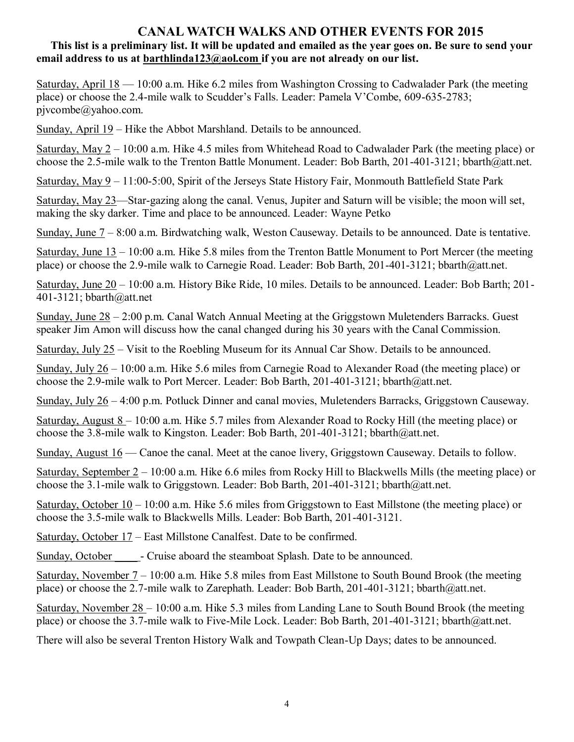# CANAL WATCH WALKS AND OTHER EVENTS FOR 2015

**This list is a preliminary list. It will be updated and emailed as the year goes on. Be sure to send your email address to us at barthlinda123@aol.com if you are not already on our list.**

<u>Saturday, April 18</u> — 10:00 a.m. Hike 6.2 miles from Washington Crossing to Cadwalader Park (the meeting place) or choose the 2.4-mile walk to Scudder's Falls. Leader: Pamela V'Combe, 609-635-2783; pjvcombe@yahoo.com.

<u>Sunday, April 19</u> – Hike the Abbot Marshland. Details to be announced.

<u>Saturday, May 2</u> – 10:00 a.m. Hike 4.5 miles from Whitehead Road to Cadwalader Park (the meeting place) or choose the 2.5-mile walk to the Trenton Battle Monument. Leader: Bob Barth, 201-401-3121; bbarth@att.net.

<u>Saturday, May 9</u> – 11:00-5:00, Spirit of the Jerseys State History Fair, Monmouth Battlefield State Park

<u>Saturday, May 23</u>—Star-gazing along the canal. Venus, Jupiter and Saturn will be visible; the moon will set, making the sky darker. Time and place to be announced. Leader: Wayne Petko

<u>Sunday, June 7</u> – 8:00 a.m. Birdwatching walk, Weston Causeway. Details to be announced. Date is tentative.

<u>Saturday, June 13</u> – 10:00 a.m. Hike 5.8 miles from the Trenton Battle Monument to Port Mercer (the meeting place) or choose the 2.9-mile walk to Carnegie Road. Leader: Bob Barth, 201-401-3121; bbarth@att.net.

<u>Saturday, June 20</u> – 10:00 a.m. History Bike Ride, 10 miles. Details to be announced. Leader: Bob Barth; 201-401-3121; bbarth@att.net

<u>Sunday, June 28</u> – 2:00 p.m. Canal Watch Annual Meeting at the Griggstown Muletenders Barracks. Guest speaker Jim Amon will discuss how the canal changed during his 30 years with the Canal Commission.

<u>Saturday, July 25</u> – Visit to the Roebling Museum for its Annual Car Show. Details to be announced.

<u>Sunday, July 26</u> – 10:00 a.m. Hike 5.6 miles from Carnegie Road to Alexander Road (the meeting place) or choose the 2.9-mile walk to Port Mercer. Leader: Bob Barth, 201-401-3121; bbarth@att.net.

<u>Sunday, July 26</u> – 4:00 p.m. Potluck Dinner and canal movies, Muletenders Barracks, Griggstown Causeway.

<u>Saturday, August 8</u> – 10:00 a.m. Hike 5.7 miles from Alexander Road to Rocky Hill (the meeting place) or choose the 3.8-mile walk to Kingston. Leader: Bob Barth, 201-401-3121; bbarth@att.net.

<u>Sunday, August 16</u> — Canoe the canal. Meet at the canoe livery, Griggstown Causeway. Details to follow.

<u>Saturday, September 2</u> – 10:00 a.m. Hike 6.6 miles from Rocky Hill to Blackwells Mills (the meeting place) or choose the 3.1-mile walk to Griggstown. Leader: Bob Barth, 201-401-3121; bbarth@att.net.

<u>Saturday, October 10</u> – 10:00 a.m. Hike 5.6 miles from Griggstown to East Millstone (the meeting place) or choose the 3.5-mile walk to Blackwells Mills. Leader: Bob Barth, 201-401-3121.

<u>Saturday, October 17</u> – East Millstone Canalfest. Date to be confirmed.

<u>Sunday, October \_\_\_\_</u> - Cruise aboard the steamboat Splash. Date to be announced.

<u>Saturday, November 7</u> – 10:00 a.m. Hike 5.8 miles from East Millstone to South Bound Brook (the meeting place) or choose the 2.7-mile walk to Zarephath. Leader: Bob Barth, 201-401-3121; bbarth@att.net.

<u>Saturday, November 28</u> – 10:00 a.m. Hike 5.3 miles from Landing Lane to South Bound Brook (the meeting place) or choose the 3.7-mile walk to Five-Mile Lock. Leader: Bob Barth, 201-401-3121; bbarth@att.net.

There will also be several Trenton History Walk and Towpath Clean-Up Days; dates to be announced.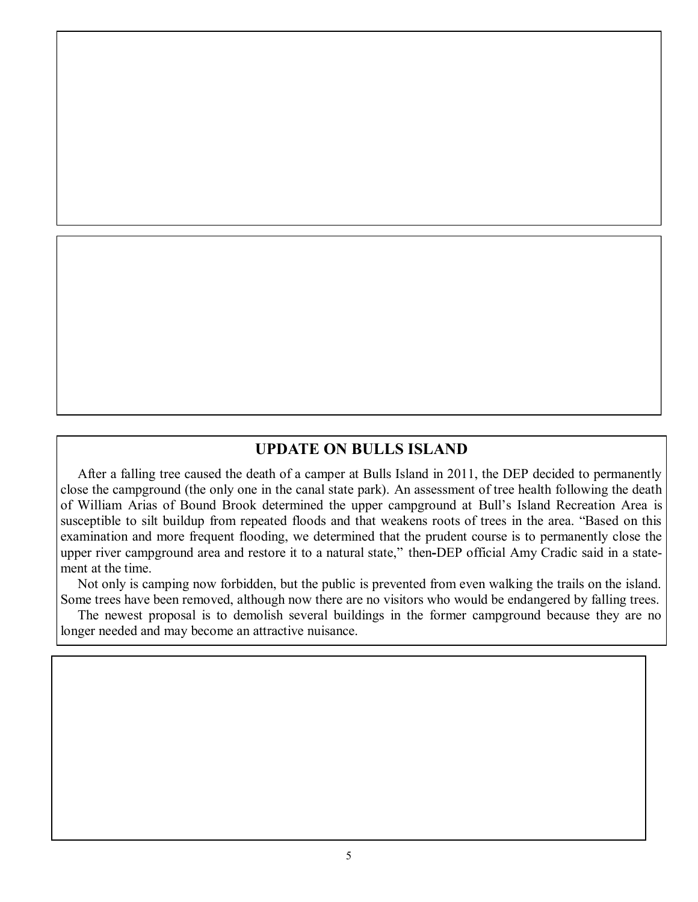## UPDATE ON BULLS ISLAND

After a falling tree caused the death of a camper at Bulls Island in 2011, the DEP decided to permanently close the campground (the only one in the canal state park). An assessment of tree health following the death of William Arias of Bound Brook determined the upper campground at Bull's Island Recreation Area is susceptible to silt buildup from repeated floods and that weakens roots of trees in the area. "Based on this examination and more frequent flooding, we determined that the prudent course is to permanently close the upper river campground area and restore it to a natural state," then-DEP official Amy Cradic said in a statement at the time.

Not only is camping now forbidden, but the public is prevented from even walking the trails on the island. Some trees have been removed, although now there are no visitors who would be endangered by falling trees.

The newest proposal is to demolish several buildings in the former campground because they are no longer needed and may become an attractive nuisance.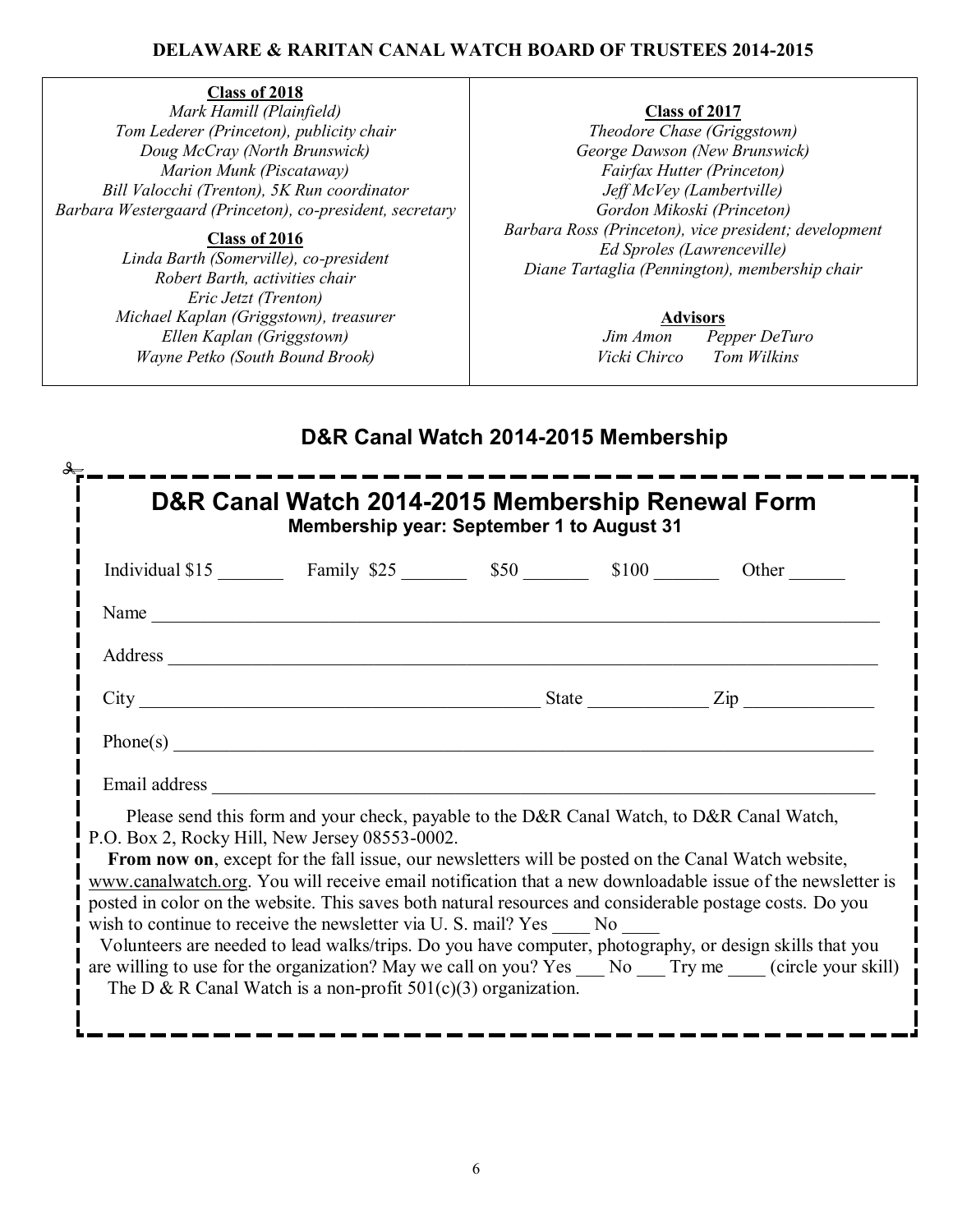**DELAWARE & RARITAN CANAL WATCH BOARD OF TRUSTEES 2014-2015**

**Class of 2018**

*Mark Hamill (Plainfield)*
*Tom Lederer (Princeton), publicity chair*
*Doug McCray (North Brunswick)*
*Marion Munk (Piscataway)*
*Bill Valocchi (Trenton), 5K Run coordinator*
*Barbara Westergaard (Princeton), co-president, secretary*

**Class of 2016**

*Linda Barth (Somerville), co-president*
*Robert Barth, activities chair*
*Eric Jetzt (Trenton)*
*Michael Kaplan (Griggstown), treasurer*
*Ellen Kaplan (Griggstown)*
*Wayne Petko (South Bound Brook)*

**Class of 2017**

*Theodore Chase (Griggstown)*
*George Dawson (New Brunswick)*
*Fairfax Hutter (Princeton)*
*Jeff McVey (Lambertville)*
*Gordon Mikoski (Princeton)*
*Barbara Ross (Princeton), vice president; development*
*Ed Sproles (Lawrenceville)*
*Diane Tartaglia (Pennington), membership chair*

**Advisors**

*Jim Amon* *Pepper DeTuro*
*Vicki Chirco* *Tom Wilkins*

## D&R Canal Watch 2014-2015 Membership

### D&R Canal Watch 2014-2015 Membership Renewal Form

**Membership year: September 1 to August 31**

Individual $15 _______ Family $25 _______ $50 _______ $100 _______ Other ______

Name ____________________________________________

Address ____________________________________________

City ______________________________ State ____________ Zip ____________

Phone(s) ____________________________________________

Email address ____________________________________________

Please send this form and your check, payable to the D&R Canal Watch, to D&R Canal Watch, P.O. Box 2, Rocky Hill, New Jersey 08553-0002.

**From now on**, except for the fall issue, our newsletters will be posted on the Canal Watch website, www.canalwatch.org. You will receive email notification that a new downloadable issue of the newsletter is posted in color on the website. This saves both natural resources and considerable postage costs. Do you wish to continue to receive the newsletter via U. S. mail? Yes ____ No ____

Volunteers are needed to lead walks/trips. Do you have computer, photography, or design skills that you are willing to use for the organization? May we call on you? Yes ___ No ___ Try me ____ (circle your skill)

The D & R Canal Watch is a non-profit 501(c)(3) organization.